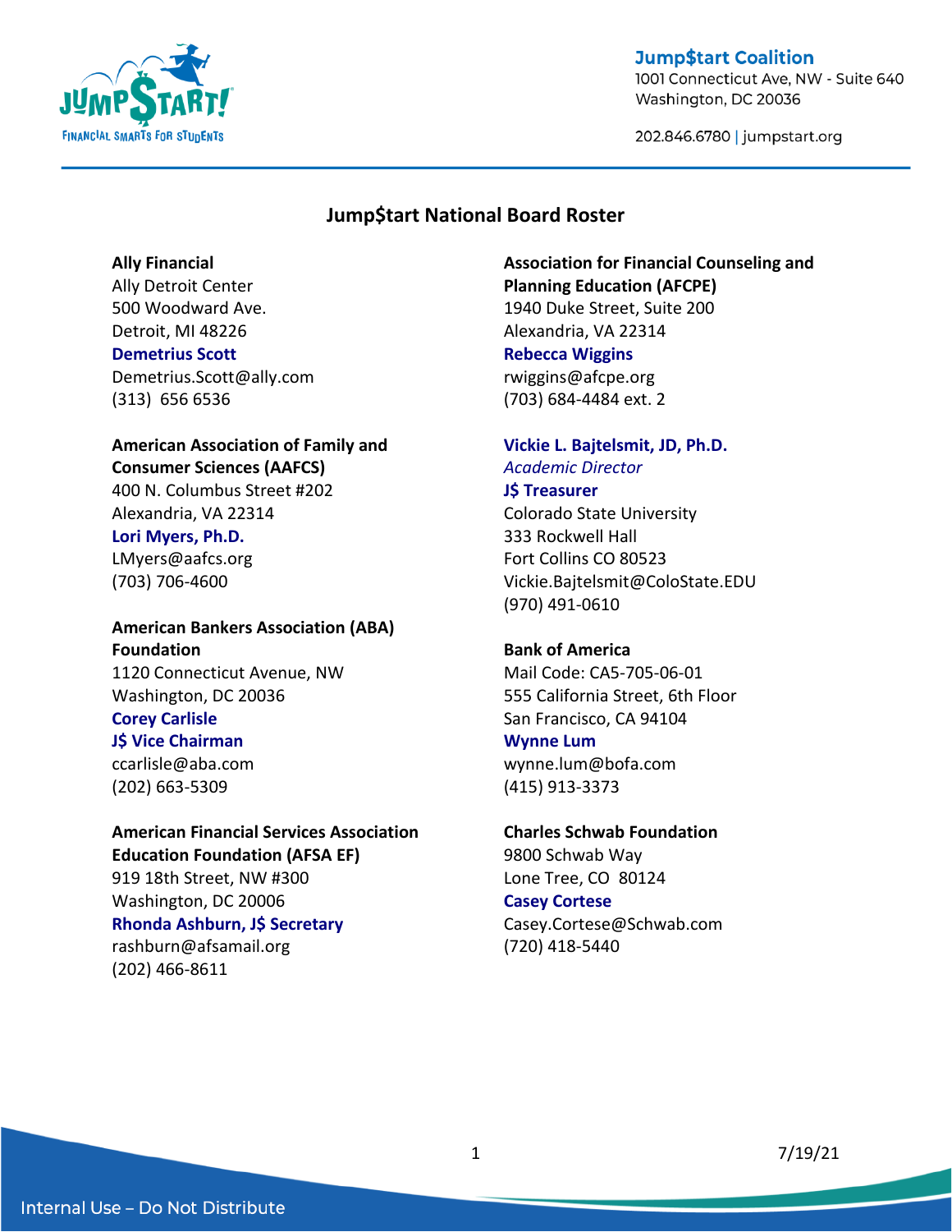**Jump$tart Coalition**
1001 Connecticut Ave, NW - Suite 640
Washington, DC 20036

202.846.6780 | jumpstart.org

# Jump$tart National Board Roster

**Ally Financial**
Ally Detroit Center
500 Woodward Ave.
Detroit, MI 48226
**Demetrius Scott**
Demetrius.Scott@ally.com
(313) 656 6536

**American Association of Family and Consumer Sciences (AAFCS)**
400 N. Columbus Street #202
Alexandria, VA 22314
**Lori Myers, Ph.D.**
LMyers@aafcs.org
(703) 706-4600

**American Bankers Association (ABA) Foundation**
1120 Connecticut Avenue, NW
Washington, DC 20036
**Corey Carlisle**
**J$ Vice Chairman**
ccarlisle@aba.com
(202) 663-5309

**American Financial Services Association Education Foundation (AFSA EF)**
919 18th Street, NW #300
Washington, DC 20006
**Rhonda Ashburn, J$ Secretary**
rashburn@afsamail.org
(202) 466-8611

**Association for Financial Counseling and Planning Education (AFCPE)**
1940 Duke Street, Suite 200
Alexandria, VA 22314
**Rebecca Wiggins**
rwiggins@afcpe.org
(703) 684-4484 ext. 2

**Vickie L. Bajtelsmit, JD, Ph.D.**
*Academic Director*
**J$ Treasurer**
Colorado State University
333 Rockwell Hall
Fort Collins CO 80523
Vickie.Bajtelsmit@ColoState.EDU
(970) 491-0610

**Bank of America**
Mail Code: CA5-705-06-01
555 California Street, 6th Floor
San Francisco, CA 94104
**Wynne Lum**
wynne.lum@bofa.com
(415) 913-3373

**Charles Schwab Foundation**
9800 Schwab Way
Lone Tree, CO 80124
**Casey Cortese**
Casey.Cortese@Schwab.com
(720) 418-5440

7/19/21

Internal Use – Do Not Distribute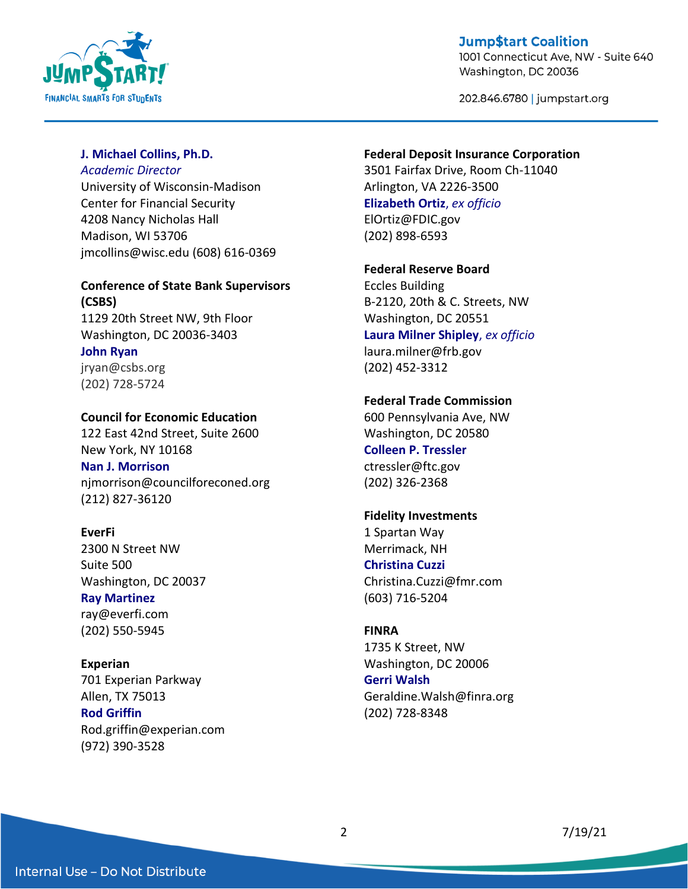**J. Michael Collins, Ph.D.**
*Academic Director*
University of Wisconsin-Madison
Center for Financial Security
4208 Nancy Nicholas Hall
Madison, WI 53706
jmcollins@wisc.edu (608) 616-0369

**Conference of State Bank Supervisors (CSBS)**
1129 20th Street NW, 9th Floor
Washington, DC 20036-3403
**John Ryan**
jryan@csbs.org
(202) 728-5724

**Council for Economic Education**
122 East 42nd Street, Suite 2600
New York, NY 10168
**Nan J. Morrison**
njmorrison@councilforeconed.org
(212) 827-36120

**EverFi**
2300 N Street NW
Suite 500
Washington, DC 20037
**Ray Martinez**
ray@everfi.com
(202) 550-5945

**Experian**
701 Experian Parkway
Allen, TX 75013
**Rod Griffin**
Rod.griffin@experian.com
(972) 390-3528

**Federal Deposit Insurance Corporation**
3501 Fairfax Drive, Room Ch-11040
Arlington, VA 2226-3500
**Elizabeth Ortiz**, *ex officio*
ElOrtiz@FDIC.gov
(202) 898-6593

**Federal Reserve Board**
Eccles Building
B-2120, 20th & C. Streets, NW
Washington, DC 20551
**Laura Milner Shipley**, *ex officio*
laura.milner@frb.gov
(202) 452-3312

**Federal Trade Commission**
600 Pennsylvania Ave, NW
Washington, DC 20580
**Colleen P. Tressler**
ctressler@ftc.gov
(202) 326-2368

**Fidelity Investments**
1 Spartan Way
Merrimack, NH
**Christina Cuzzi**
Christina.Cuzzi@fmr.com
(603) 716-5204

**FINRA**
1735 K Street, NW
Washington, DC 20006
**Gerri Walsh**
Geraldine.Walsh@finra.org
(202) 728-8348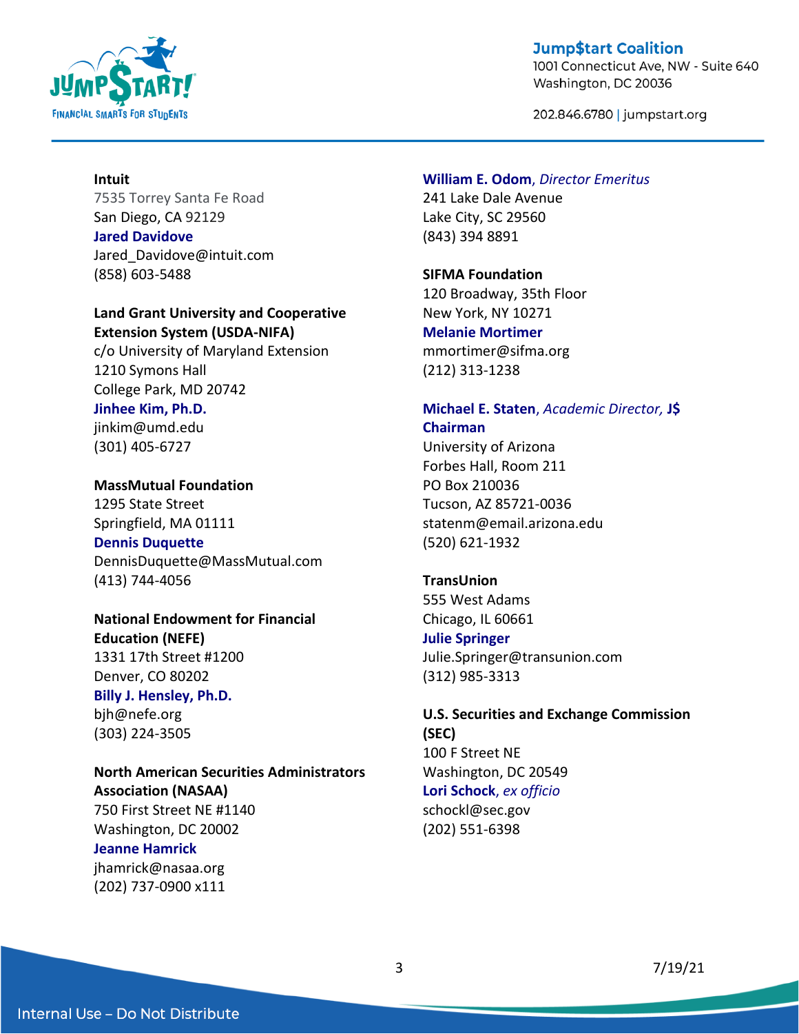**Intuit**
7535 Torrey Santa Fe Road
San Diego, CA 92129
**Jared Davidove**
Jared_Davidove@intuit.com
(858) 603-5488

**Land Grant University and Cooperative Extension System (USDA-NIFA)**
c/o University of Maryland Extension
1210 Symons Hall
College Park, MD 20742
**Jinhee Kim, Ph.D.**
jinkim@umd.edu
(301) 405-6727

**MassMutual Foundation**
1295 State Street
Springfield, MA 01111
**Dennis Duquette**
DennisDuquette@MassMutual.com
(413) 744-4056

**National Endowment for Financial Education (NEFE)**
1331 17th Street #1200
Denver, CO 80202
**Billy J. Hensley, Ph.D.**
bjh@nefe.org
(303) 224-3505

**North American Securities Administrators Association (NASAA)**
750 First Street NE #1140
Washington, DC 20002
**Jeanne Hamrick**
jhamrick@nasaa.org
(202) 737-0900 x111

**William E. Odom**, *Director Emeritus*
241 Lake Dale Avenue
Lake City, SC 29560
(843) 394 8891

**SIFMA Foundation**
120 Broadway, 35th Floor
New York, NY 10271
**Melanie Mortimer**
mmortimer@sifma.org
(212) 313-1238

**Michael E. Staten**, *Academic Director,* **J$ Chairman**
University of Arizona
Forbes Hall, Room 211
PO Box 210036
Tucson, AZ 85721-0036
statenm@email.arizona.edu
(520) 621-1932

**TransUnion**
555 West Adams
Chicago, IL 60661
**Julie Springer**
Julie.Springer@transunion.com
(312) 985-3313

**U.S. Securities and Exchange Commission (SEC)**
100 F Street NE
Washington, DC 20549
**Lori Schock**, *ex officio*
schockl@sec.gov
(202) 551-6398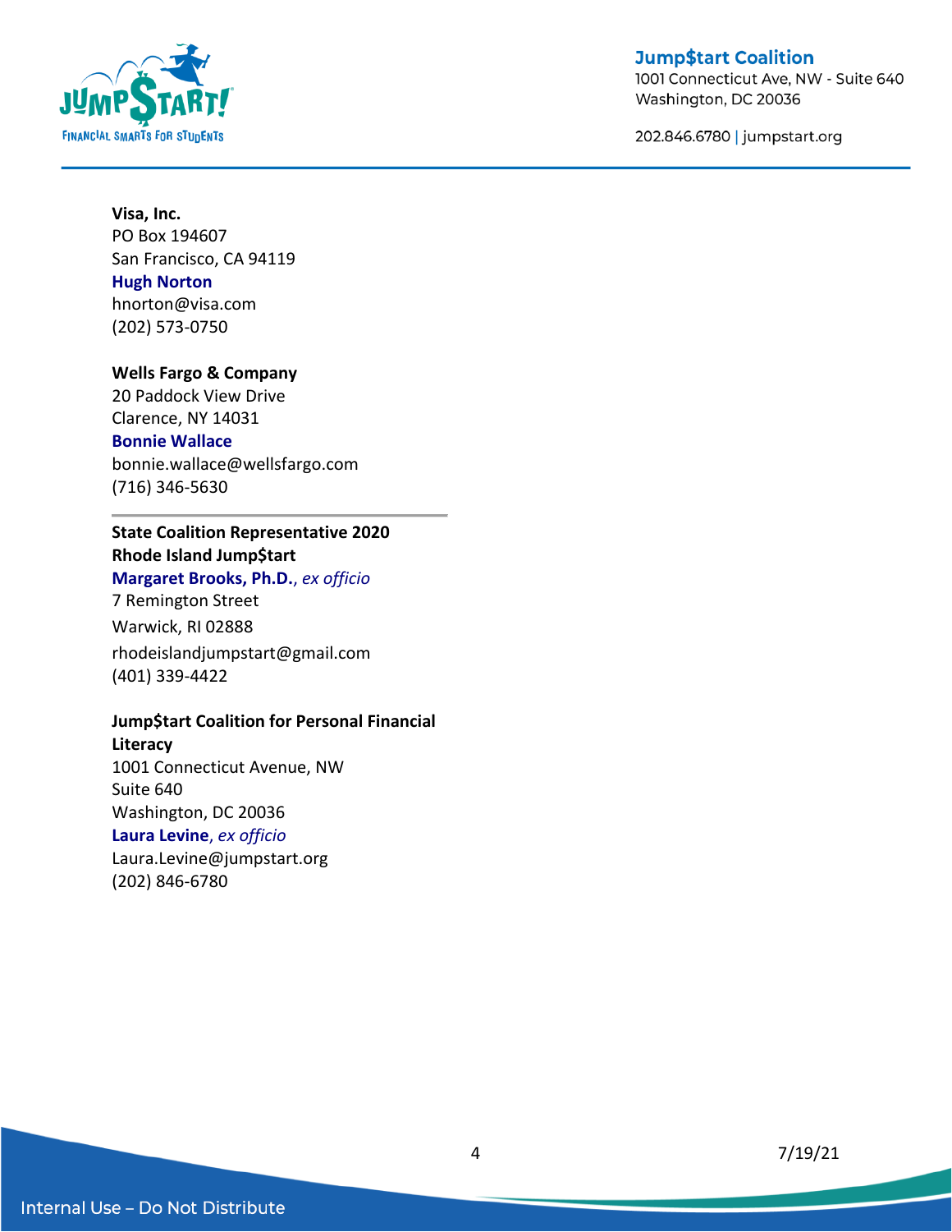**Visa, Inc.**
PO Box 194607
San Francisco, CA 94119
**Hugh Norton**
hnorton@visa.com
(202) 573-0750

**Wells Fargo & Company**
20 Paddock View Drive
Clarence, NY 14031
**Bonnie Wallace**
bonnie.wallace@wellsfargo.com
(716) 346-5630

---

**State Coalition Representative 2020**
**Rhode Island Jump$tart**
**Margaret Brooks, Ph.D.**, *ex officio*
7 Remington Street
Warwick, RI 02888
rhodeislandjumpstart@gmail.com
(401) 339-4422

**Jump$tart Coalition for Personal Financial Literacy**
1001 Connecticut Avenue, NW
Suite 640
Washington, DC 20036
**Laura Levine**, *ex officio*
Laura.Levine@jumpstart.org
(202) 846-6780